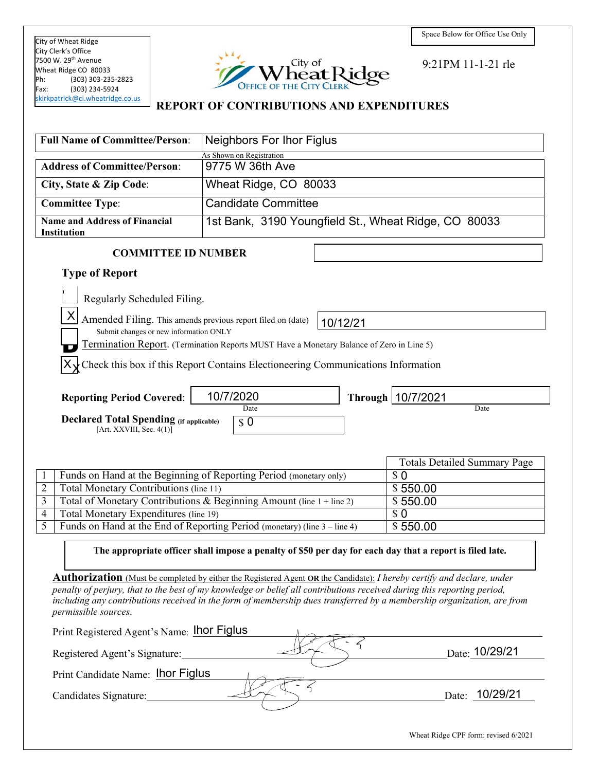City of Wheat Ridge
City Clerk's Office
7500 W. 29th Avenue
Wheat Ridge CO 80033
Ph: (303) 303-235-2823
Fax: (303) 234-5924
skirkpatrick@ci.wheatridge.co.us

City of Wheat Ridge
OFFICE OF THE CITY CLERK

Space Below for Office Use Only

9:21PM 11-1-21 rle

# REPORT OF CONTRIBUTIONS AND EXPENDITURES

| | |
|---|---|
| **Full Name of Committee/Person:** | Neighbors For Ihor Figlus |
| | As Shown on Registration |
| **Address of Committee/Person:** | 9775 W 36th Ave |
| **City, State & Zip Code:** | Wheat Ridge, CO 80033 |
| **Committee Type:** | Candidate Committee |
| **Name and Address of Financial Institution** | 1st Bank, 3190 Youngfield St., Wheat Ridge, CO 80033 |

**COMMITTEE ID NUMBER**

## Type of Report

- [ ] Regularly Scheduled Filing.
- [X] Amended Filing. This amends previous report filed on (date) 10/12/21
  Submit changes or new information ONLY
- [ ] Termination Report. (Termination Reports MUST Have a Monetary Balance of Zero in Line 5)
- [X] Check this box if this Report Contains Electioneering Communications Information

**Reporting Period Covered:** 10/7/2020 (Date) **Through** 10/7/2021 (Date)

**Declared Total Spending (if applicable)** [Art. XXVIII, Sec. 4(1)]: $ 0

| | | Totals Detailed Summary Page |
|---|---|---|
| 1 | Funds on Hand at the Beginning of Reporting Period (monetary only) | $ 0 |
| 2 | Total Monetary Contributions (line 11) | $ 550.00 |
| 3 | Total of Monetary Contributions & Beginning Amount (line 1 + line 2) | $ 550.00 |
| 4 | Total Monetary Expenditures (line 19) | $ 0 |
| 5 | Funds on Hand at the End of Reporting Period (monetary) (line 3 – line 4) | $ 550.00 |

**The appropriate officer shall impose a penalty of $50 per day for each day that a report is filed late.**

**Authorization** (Must be completed by either the Registered Agent **OR** the Candidate): *I hereby certify and declare, under penalty of perjury, that to the best of my knowledge or belief all contributions received during this reporting period, including any contributions received in the form of membership dues transferred by a membership organization, are from permissible sources.*

Print Registered Agent's Name: Ihor Figlus

Registered Agent's Signature: [signature] Date: 10/29/21

Print Candidate Name: Ihor Figlus

Candidates Signature: [signature] Date: 10/29/21

Wheat Ridge CPF form: revised 6/2021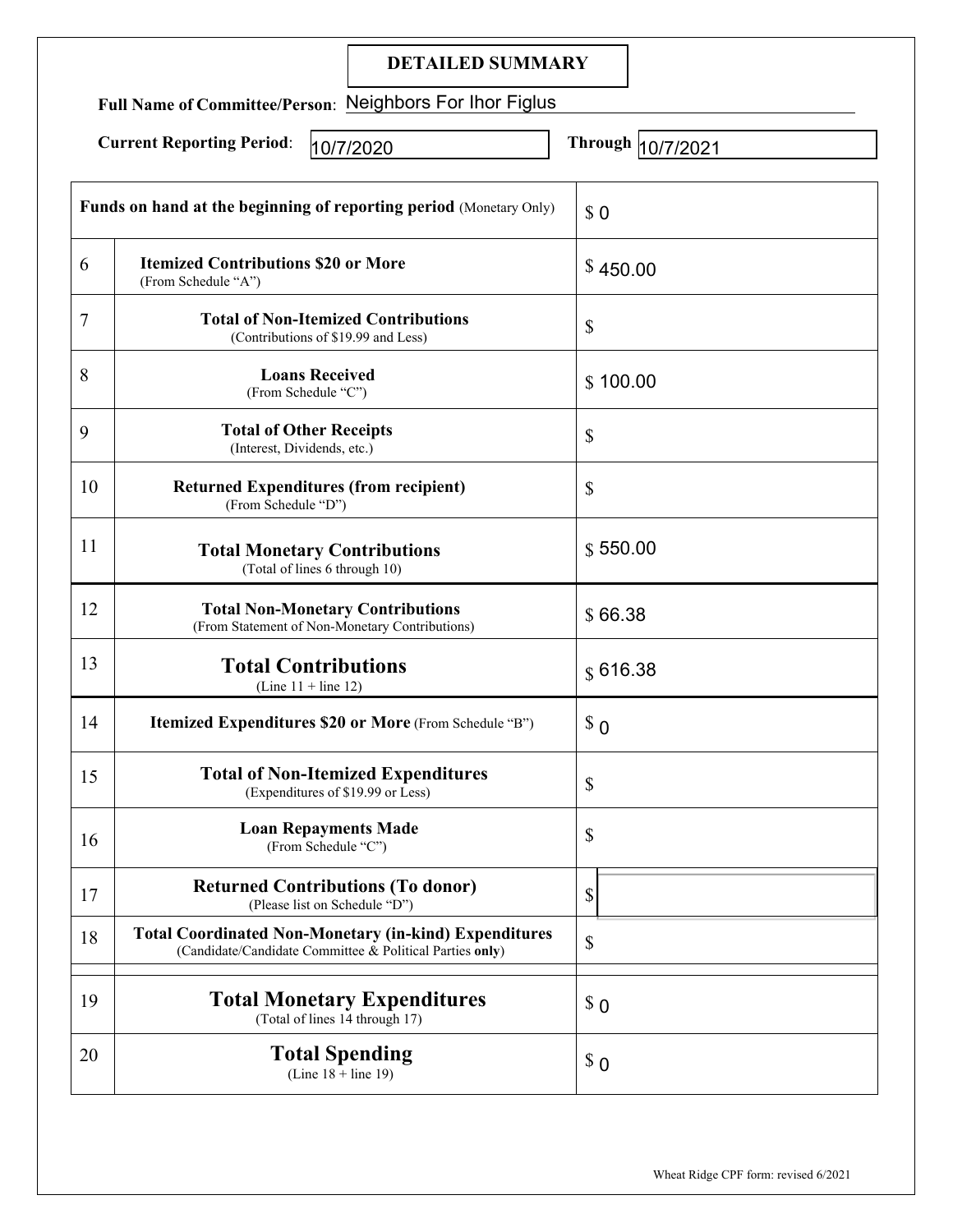# DETAILED SUMMARY

**Full Name of Committee/Person**: Neighbors For Ihor Figlus

**Current Reporting Period**: 10/7/2020 **Through** 10/7/2021

| | | |
|---|---|---|
| **Funds on hand at the beginning of reporting period** (Monetary Only) | | $ 0 |
| 6 | **Itemized Contributions $20 or More** (From Schedule "A") | $ 450.00 |
| 7 | **Total of Non-Itemized Contributions** (Contributions of $19.99 and Less) | $ |
| 8 | **Loans Received** (From Schedule "C") | $ 100.00 |
| 9 | **Total of Other Receipts** (Interest, Dividends, etc.) | $ |
| 10 | **Returned Expenditures (from recipient)** (From Schedule "D") | $ |
| 11 | **Total Monetary Contributions** (Total of lines 6 through 10) | $ 550.00 |
| 12 | **Total Non-Monetary Contributions** (From Statement of Non-Monetary Contributions) | $ 66.38 |
| 13 | **Total Contributions** (Line 11 + line 12) | $ 616.38 |
| 14 | **Itemized Expenditures $20 or More** (From Schedule "B") | $ 0 |
| 15 | **Total of Non-Itemized Expenditures** (Expenditures of $19.99 or Less) | $ |
| 16 | **Loan Repayments Made** (From Schedule "C") | $ |
| 17 | **Returned Contributions (To donor)** (Please list on Schedule "D") | $ |
| 18 | **Total Coordinated Non-Monetary (in-kind) Expenditures** (Candidate/Candidate Committee & Political Parties **only**) | $ |
| 19 | **Total Monetary Expenditures** (Total of lines 14 through 17) | $ 0 |
| 20 | **Total Spending** (Line 18 + line 19) | $ 0 |

Wheat Ridge CPF form: revised 6/2021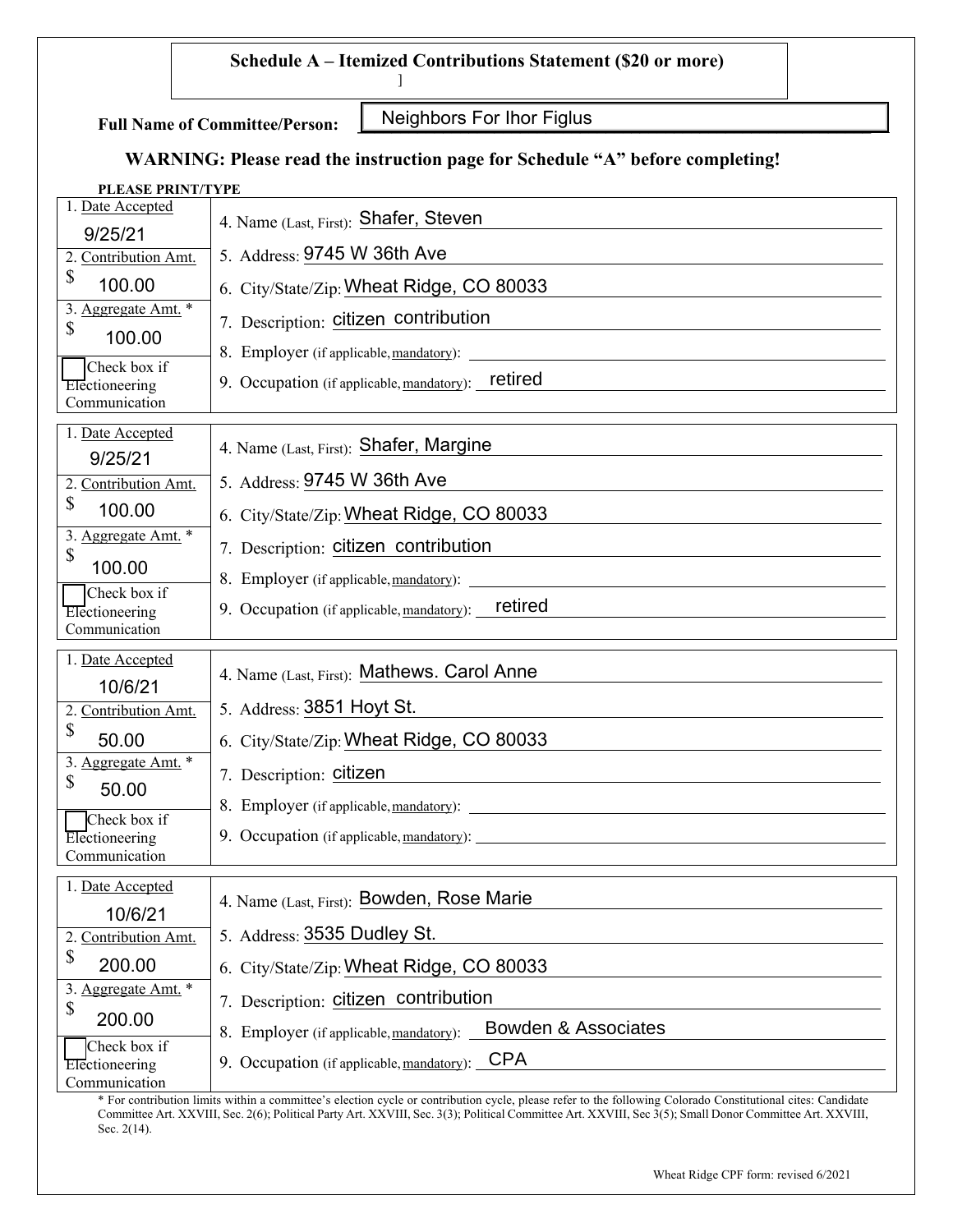**Schedule A – Itemized Contributions Statement ($20 or more)**

]

**Full Name of Committee/Person:** Neighbors For Ihor Figlus

**WARNING: Please read the instruction page for Schedule "A" before completing!**

**PLEASE PRINT/TYPE**

| | |
|---|---|
| 1. Date Accepted: 9/25/21 | 4. Name (Last, First): Shafer, Steven |
| 2. Contribution Amt.: $ 100.00 | 5. Address: 9745 W 36th Ave |
| 3. Aggregate Amt. *: $ 100.00 | 6. City/State/Zip: Wheat Ridge, CO 80033 |
| ☐ Check box if Electioneering Communication | 7. Description: citizen contribution |
| | 8. Employer (if applicable, mandatory): |
| | 9. Occupation (if applicable, mandatory): retired |

| | |
|---|---|
| 1. Date Accepted: 9/25/21 | 4. Name (Last, First): Shafer, Margine |
| 2. Contribution Amt.: $ 100.00 | 5. Address: 9745 W 36th Ave |
| 3. Aggregate Amt. *: $ 100.00 | 6. City/State/Zip: Wheat Ridge, CO 80033 |
| ☐ Check box if Electioneering Communication | 7. Description: citizen contribution |
| | 8. Employer (if applicable, mandatory): |
| | 9. Occupation (if applicable, mandatory): retired |

| | |
|---|---|
| 1. Date Accepted: 10/6/21 | 4. Name (Last, First): Mathews. Carol Anne |
| 2. Contribution Amt.: $ 50.00 | 5. Address: 3851 Hoyt St. |
| 3. Aggregate Amt. *: $ 50.00 | 6. City/State/Zip: Wheat Ridge, CO 80033 |
| ☐ Check box if Electioneering Communication | 7. Description: citizen |
| | 8. Employer (if applicable, mandatory): |
| | 9. Occupation (if applicable, mandatory): |

| | |
|---|---|
| 1. Date Accepted: 10/6/21 | 4. Name (Last, First): Bowden, Rose Marie |
| 2. Contribution Amt.: $ 200.00 | 5. Address: 3535 Dudley St. |
| 3. Aggregate Amt. *: $ 200.00 | 6. City/State/Zip: Wheat Ridge, CO 80033 |
| ☐ Check box if Electioneering Communication | 7. Description: citizen contribution |
| | 8. Employer (if applicable, mandatory): Bowden & Associates |
| | 9. Occupation (if applicable, mandatory): CPA |

* For contribution limits within a committee's election cycle or contribution cycle, please refer to the following Colorado Constitutional cites: Candidate Committee Art. XXVIII, Sec. 2(6); Political Party Art. XXVIII, Sec. 3(3); Political Committee Art. XXVIII, Sec 3(5); Small Donor Committee Art. XXVIII, Sec. 2(14).

Wheat Ridge CPF form: revised 6/2021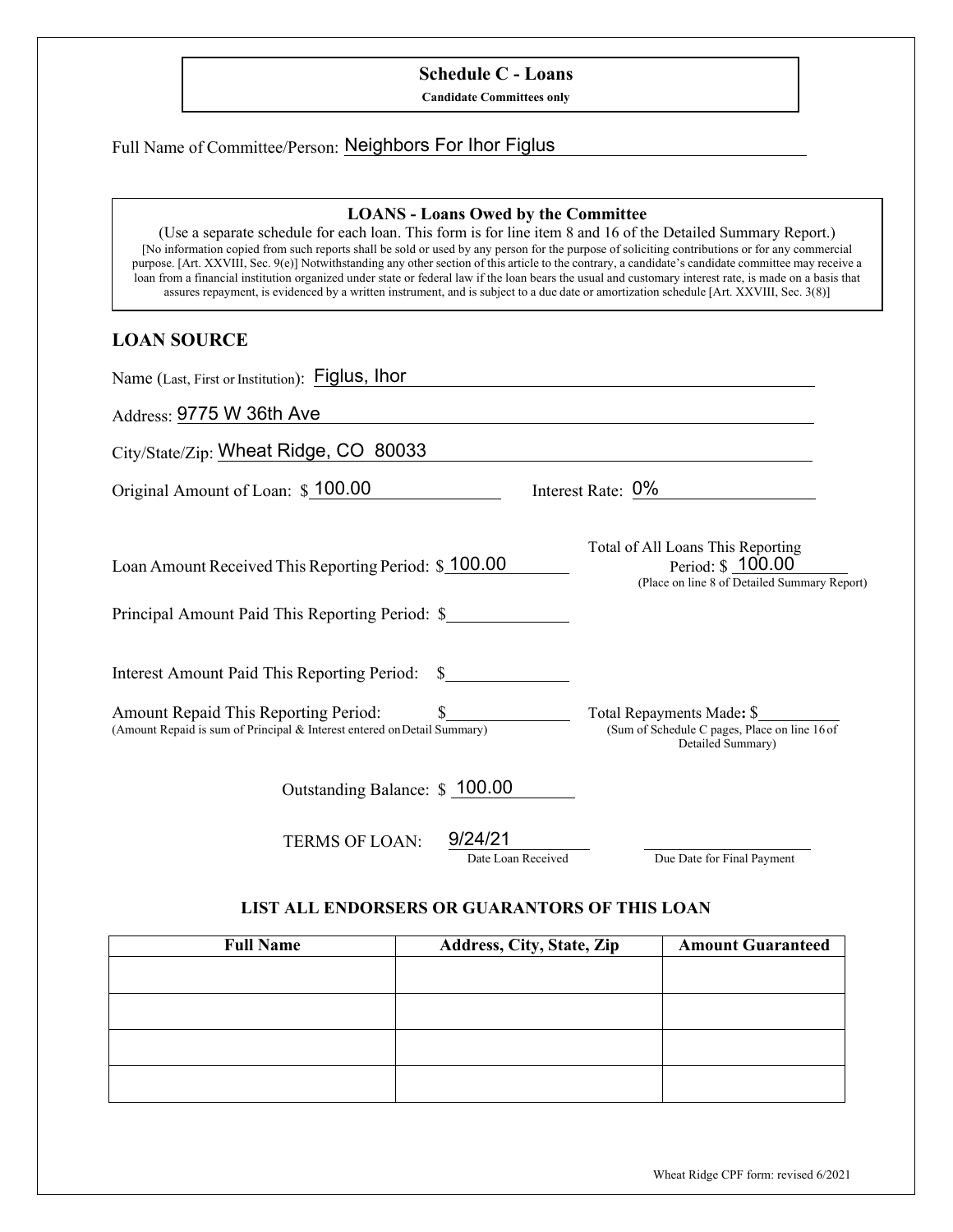## Schedule C - Loans

**Candidate Committees only**

Full Name of Committee/Person: Neighbors For Ihor Figlus

### LOANS - Loans Owed by the Committee

(Use a separate schedule for each loan. This form is for line item 8 and 16 of the Detailed Summary Report.)
[No information copied from such reports shall be sold or used by any person for the purpose of soliciting contributions or for any commercial purpose. [Art. XXVIII, Sec. 9(e)] Notwithstanding any other section of this article to the contrary, a candidate's candidate committee may receive a loan from a financial institution organized under state or federal law if the loan bears the usual and customary interest rate, is made on a basis that assures repayment, is evidenced by a written instrument, and is subject to a due date or amortization schedule [Art. XXVIII, Sec. 3(8)]

## LOAN SOURCE

Name (Last, First or Institution): Figlus, Ihor

Address: 9775 W 36th Ave

City/State/Zip: Wheat Ridge, CO 80033

Original Amount of Loan: $ 100.00 Interest Rate: 0%

Loan Amount Received This Reporting Period: $ 100.00

Total of All Loans This Reporting Period: $ 100.00
(Place on line 8 of Detailed Summary Report)

Principal Amount Paid This Reporting Period: $

Interest Amount Paid This Reporting Period: $

Amount Repaid This Reporting Period: $
(Amount Repaid is sum of Principal & Interest entered on Detail Summary)

Total Repayments Made: $
(Sum of Schedule C pages, Place on line 16 of Detailed Summary)

Outstanding Balance: $ 100.00

TERMS OF LOAN: 9/24/21 (Date Loan Received) ________ (Due Date for Final Payment)

### LIST ALL ENDORSERS OR GUARANTORS OF THIS LOAN

| Full Name | Address, City, State, Zip | Amount Guaranteed |
|---|---|---|
| | | |
| | | |
| | | |
| | | |

Wheat Ridge CPF form: revised 6/2021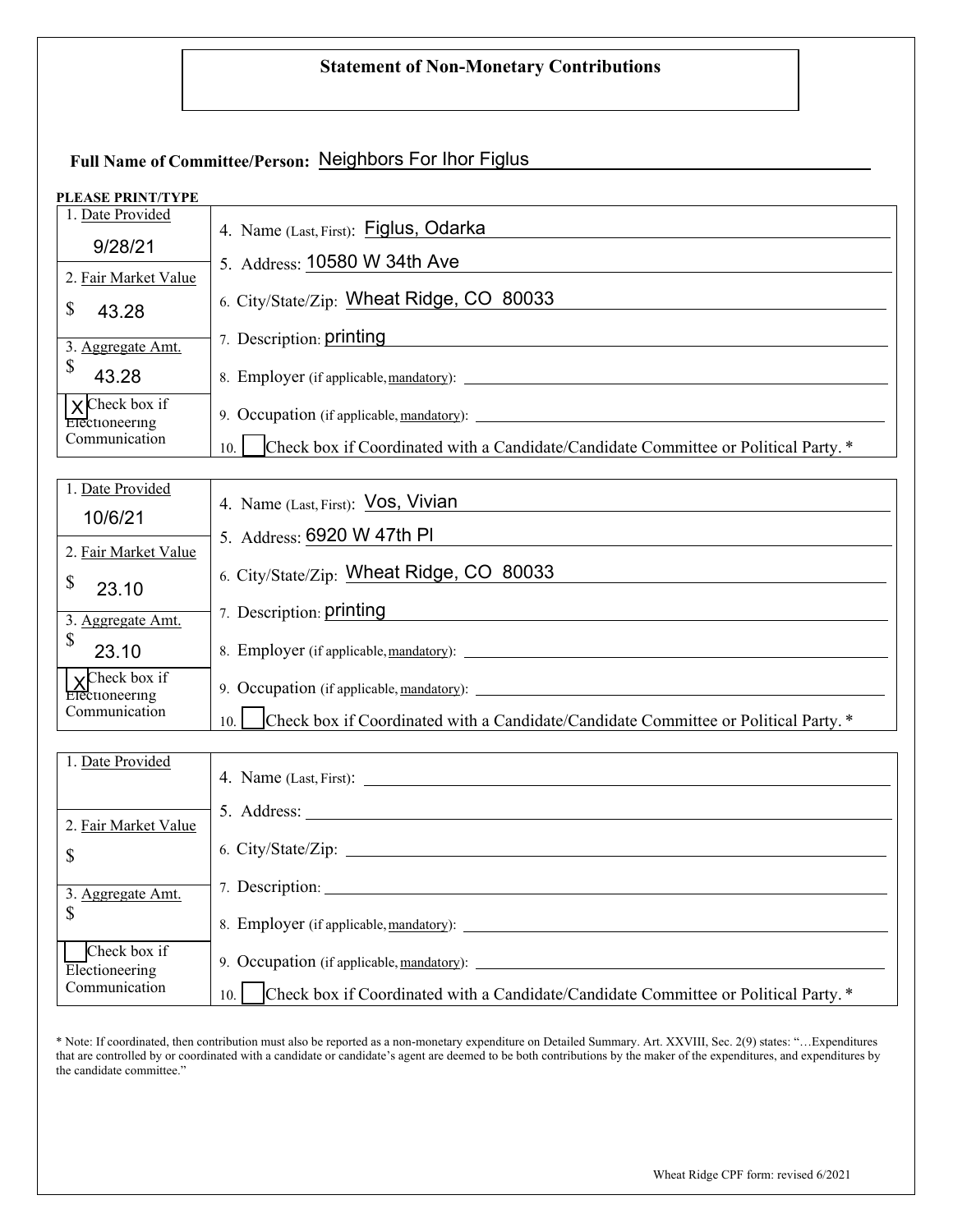# Statement of Non-Monetary Contributions

**Full Name of Committee/Person:** Neighbors For Ihor Figlus

**PLEASE PRINT/TYPE**

| | |
|---|---|
| 1. Date Provided<br>9/28/21 | 4. Name (Last, First): Figlus, Odarka |
| | 5. Address: 10580 W 34th Ave |
| 2. Fair Market Value<br>$ 43.28 | 6. City/State/Zip: Wheat Ridge, CO 80033 |
| 3. Aggregate Amt.<br>$ 43.28 | 7. Description: printing |
| | 8. Employer (if applicable, mandatory): |
| [X] Check box if Electioneering Communication | 9. Occupation (if applicable, mandatory): |
| | 10. [ ] Check box if Coordinated with a Candidate/Candidate Committee or Political Party. * |

| | |
|---|---|
| 1. Date Provided<br>10/6/21 | 4. Name (Last, First): Vos, Vivian |
| | 5. Address: 6920 W 47th Pl |
| 2. Fair Market Value<br>$ 23.10 | 6. City/State/Zip: Wheat Ridge, CO 80033 |
| 3. Aggregate Amt.<br>$ 23.10 | 7. Description: printing |
| | 8. Employer (if applicable, mandatory): |
| [X] Check box if Electioneering Communication | 9. Occupation (if applicable, mandatory): |
| | 10. [ ] Check box if Coordinated with a Candidate/Candidate Committee or Political Party. * |

| | |
|---|---|
| 1. Date Provided | 4. Name (Last, First): |
| | 5. Address: |
| 2. Fair Market Value<br>$ | 6. City/State/Zip: |
| 3. Aggregate Amt.<br>$ | 7. Description: |
| | 8. Employer (if applicable, mandatory): |
| [ ] Check box if Electioneering Communication | 9. Occupation (if applicable, mandatory): |
| | 10. [ ] Check box if Coordinated with a Candidate/Candidate Committee or Political Party. * |

* Note: If coordinated, then contribution must also be reported as a non-monetary expenditure on Detailed Summary. Art. XXVIII, Sec. 2(9) states: "…Expenditures that are controlled by or coordinated with a candidate or candidate's agent are deemed to be both contributions by the maker of the expenditures, and expenditures by the candidate committee."

Wheat Ridge CPF form: revised 6/2021